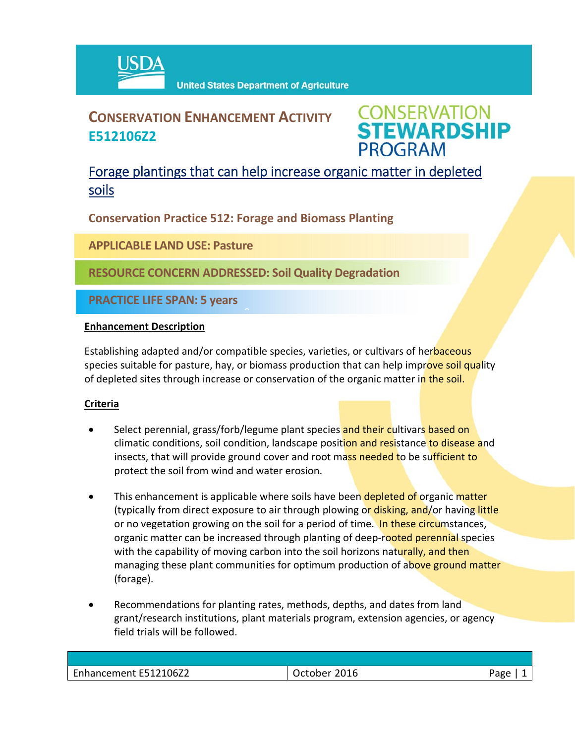USDA United States Department of Agriculture

# CONSERVATION ENHANCEMENT ACTIVITY E512106Z2

CONSERVATION STEWARDSHIP PROGRAM

## Forage plantings that can help increase organic matter in depleted soils

**Conservation Practice 512: Forage and Biomass Planting**

**APPLICABLE LAND USE: Pasture**

**RESOURCE CONCERN ADDRESSED: Soil Quality Degradation**

**PRACTICE LIFE SPAN: 5 years**

**Enhancement Description**

Establishing adapted and/or compatible species, varieties, or cultivars of herbaceous species suitable for pasture, hay, or biomass production that can help improve soil quality of depleted sites through increase or conservation of the organic matter in the soil.

**Criteria**

- Select perennial, grass/forb/legume plant species and their cultivars based on climatic conditions, soil condition, landscape position and resistance to disease and insects, that will provide ground cover and root mass needed to be sufficient to protect the soil from wind and water erosion.
- This enhancement is applicable where soils have been depleted of organic matter (typically from direct exposure to air through plowing or disking, and/or having little or no vegetation growing on the soil for a period of time. In these circumstances, organic matter can be increased through planting of deep-rooted perennial species with the capability of moving carbon into the soil horizons naturally, and then managing these plant communities for optimum production of above ground matter (forage).
- Recommendations for planting rates, methods, depths, and dates from land grant/research institutions, plant materials program, extension agencies, or agency field trials will be followed.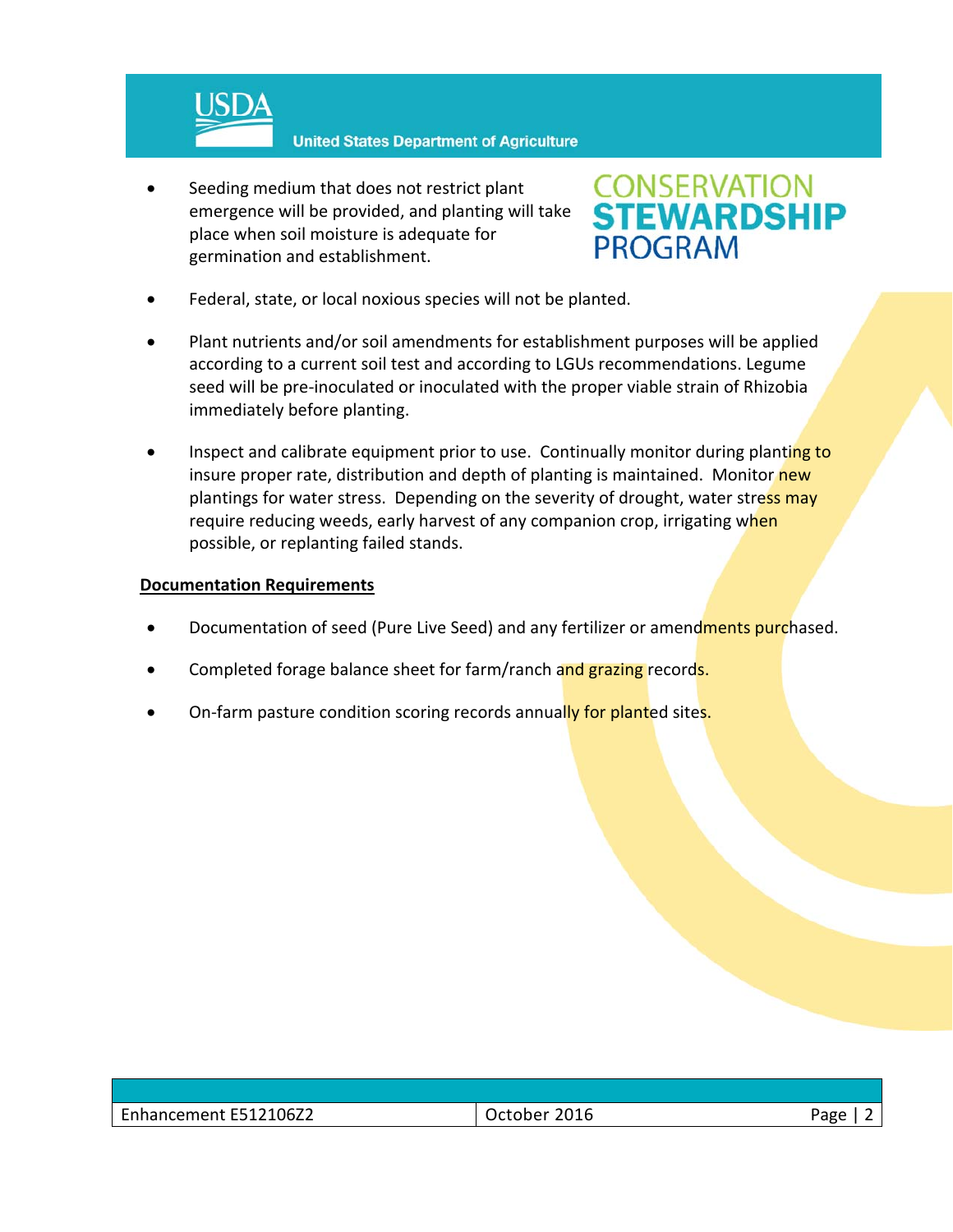- Seeding medium that does not restrict plant emergence will be provided, and planting will take place when soil moisture is adequate for germination and establishment.

- Federal, state, or local noxious species will not be planted.

- Plant nutrients and/or soil amendments for establishment purposes will be applied according to a current soil test and according to LGUs recommendations. Legume seed will be pre-inoculated or inoculated with the proper viable strain of Rhizobia immediately before planting.

- Inspect and calibrate equipment prior to use. Continually monitor during planting to insure proper rate, distribution and depth of planting is maintained. Monitor new plantings for water stress. Depending on the severity of drought, water stress may require reducing weeds, early harvest of any companion crop, irrigating when possible, or replanting failed stands.

**Documentation Requirements**

- Documentation of seed (Pure Live Seed) and any fertilizer or amendments purchased.

- Completed forage balance sheet for farm/ranch and grazing records.

- On-farm pasture condition scoring records annually for planted sites.